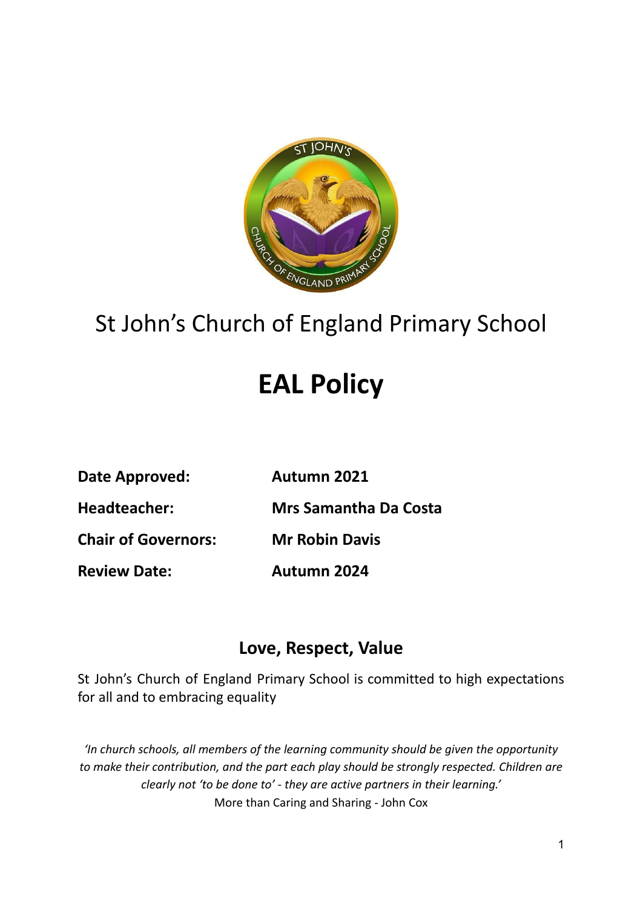St John's Church of England Primary School

# EAL Policy

| | |
|---|---|
| **Date Approved:** | **Autumn 2021** |
| **Headteacher:** | **Mrs Samantha Da Costa** |
| **Chair of Governors:** | **Mr Robin Davis** |
| **Review Date:** | **Autumn 2024** |

## Love, Respect, Value

St John's Church of England Primary School is committed to high expectations for all and to embracing equality

*'In church schools, all members of the learning community should be given the opportunity to make their contribution, and the part each play should be strongly respected. Children are clearly not 'to be done to' - they are active partners in their learning.'*

More than Caring and Sharing - John Cox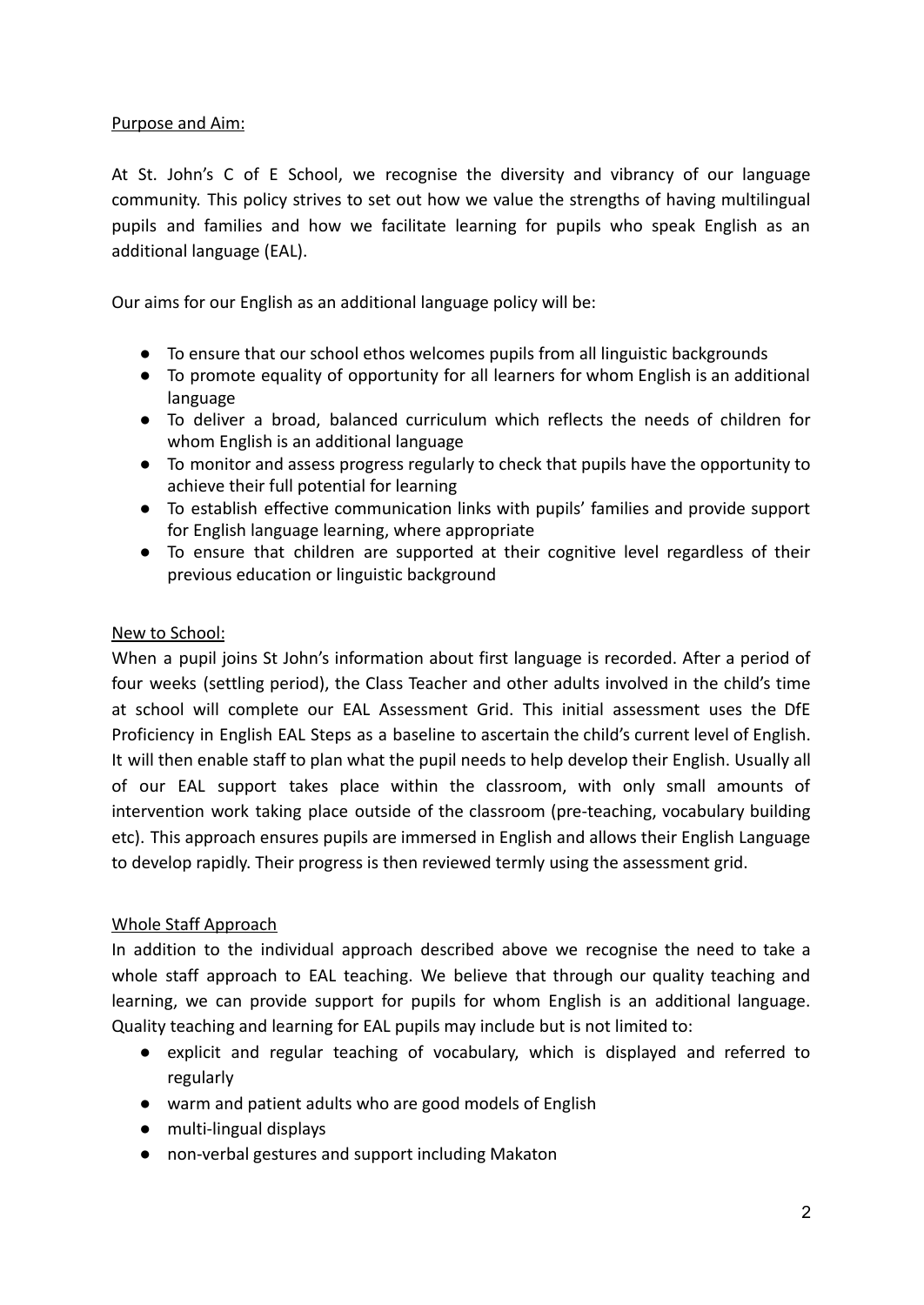## Purpose and Aim:

At St. John's C of E School, we recognise the diversity and vibrancy of our language community. This policy strives to set out how we value the strengths of having multilingual pupils and families and how we facilitate learning for pupils who speak English as an additional language (EAL).

Our aims for our English as an additional language policy will be:

- To ensure that our school ethos welcomes pupils from all linguistic backgrounds
- To promote equality of opportunity for all learners for whom English is an additional language
- To deliver a broad, balanced curriculum which reflects the needs of children for whom English is an additional language
- To monitor and assess progress regularly to check that pupils have the opportunity to achieve their full potential for learning
- To establish effective communication links with pupils' families and provide support for English language learning, where appropriate
- To ensure that children are supported at their cognitive level regardless of their previous education or linguistic background

## New to School:

When a pupil joins St John's information about first language is recorded. After a period of four weeks (settling period), the Class Teacher and other adults involved in the child's time at school will complete our EAL Assessment Grid. This initial assessment uses the DfE Proficiency in English EAL Steps as a baseline to ascertain the child's current level of English. It will then enable staff to plan what the pupil needs to help develop their English. Usually all of our EAL support takes place within the classroom, with only small amounts of intervention work taking place outside of the classroom (pre-teaching, vocabulary building etc). This approach ensures pupils are immersed in English and allows their English Language to develop rapidly. Their progress is then reviewed termly using the assessment grid.

## Whole Staff Approach

In addition to the individual approach described above we recognise the need to take a whole staff approach to EAL teaching. We believe that through our quality teaching and learning, we can provide support for pupils for whom English is an additional language. Quality teaching and learning for EAL pupils may include but is not limited to:

- explicit and regular teaching of vocabulary, which is displayed and referred to regularly
- warm and patient adults who are good models of English
- multi-lingual displays
- non-verbal gestures and support including Makaton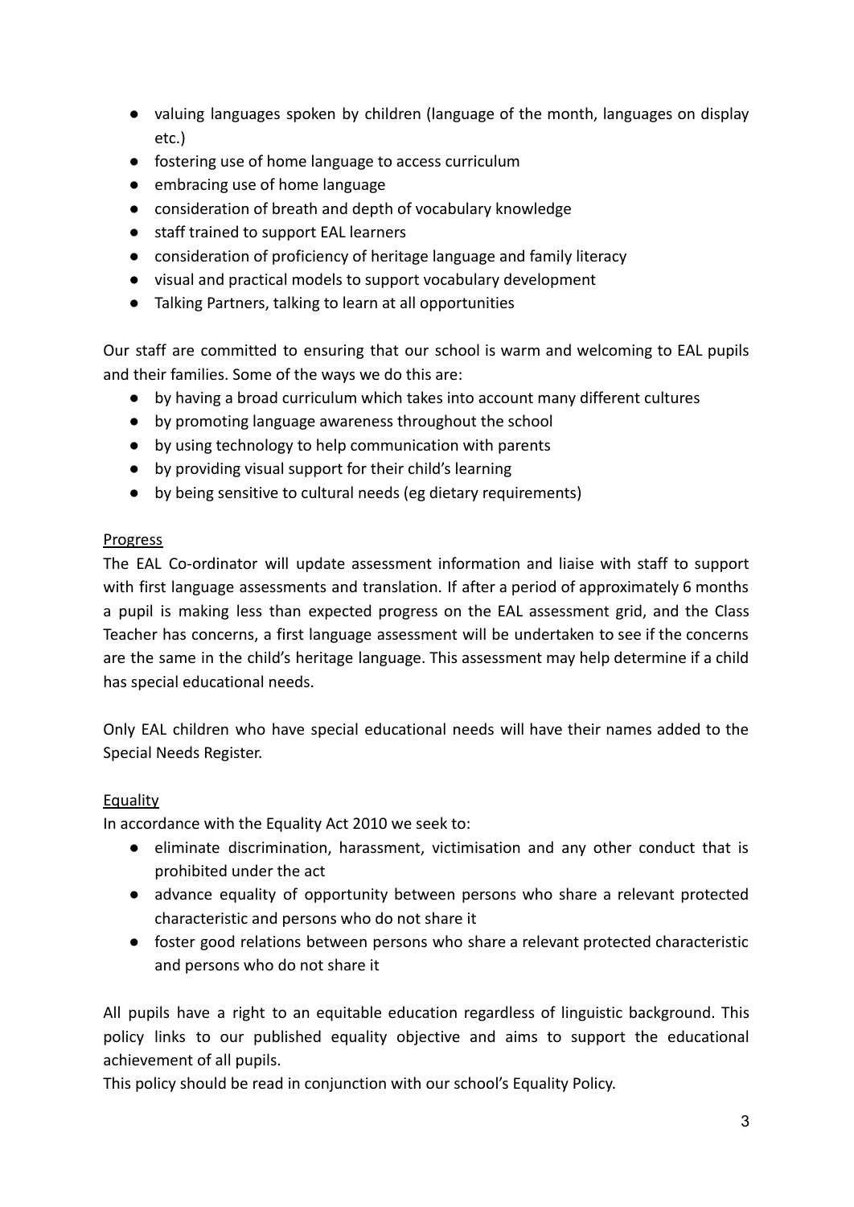- valuing languages spoken by children (language of the month, languages on display etc.)
- fostering use of home language to access curriculum
- embracing use of home language
- consideration of breath and depth of vocabulary knowledge
- staff trained to support EAL learners
- consideration of proficiency of heritage language and family literacy
- visual and practical models to support vocabulary development
- Talking Partners, talking to learn at all opportunities

Our staff are committed to ensuring that our school is warm and welcoming to EAL pupils and their families. Some of the ways we do this are:

- by having a broad curriculum which takes into account many different cultures
- by promoting language awareness throughout the school
- by using technology to help communication with parents
- by providing visual support for their child's learning
- by being sensitive to cultural needs (eg dietary requirements)

## Progress

The EAL Co-ordinator will update assessment information and liaise with staff to support with first language assessments and translation. If after a period of approximately 6 months a pupil is making less than expected progress on the EAL assessment grid, and the Class Teacher has concerns, a first language assessment will be undertaken to see if the concerns are the same in the child's heritage language. This assessment may help determine if a child has special educational needs.

Only EAL children who have special educational needs will have their names added to the Special Needs Register.

## Equality

In accordance with the Equality Act 2010 we seek to:

- eliminate discrimination, harassment, victimisation and any other conduct that is prohibited under the act
- advance equality of opportunity between persons who share a relevant protected characteristic and persons who do not share it
- foster good relations between persons who share a relevant protected characteristic and persons who do not share it

All pupils have a right to an equitable education regardless of linguistic background. This policy links to our published equality objective and aims to support the educational achievement of all pupils.

This policy should be read in conjunction with our school's Equality Policy.